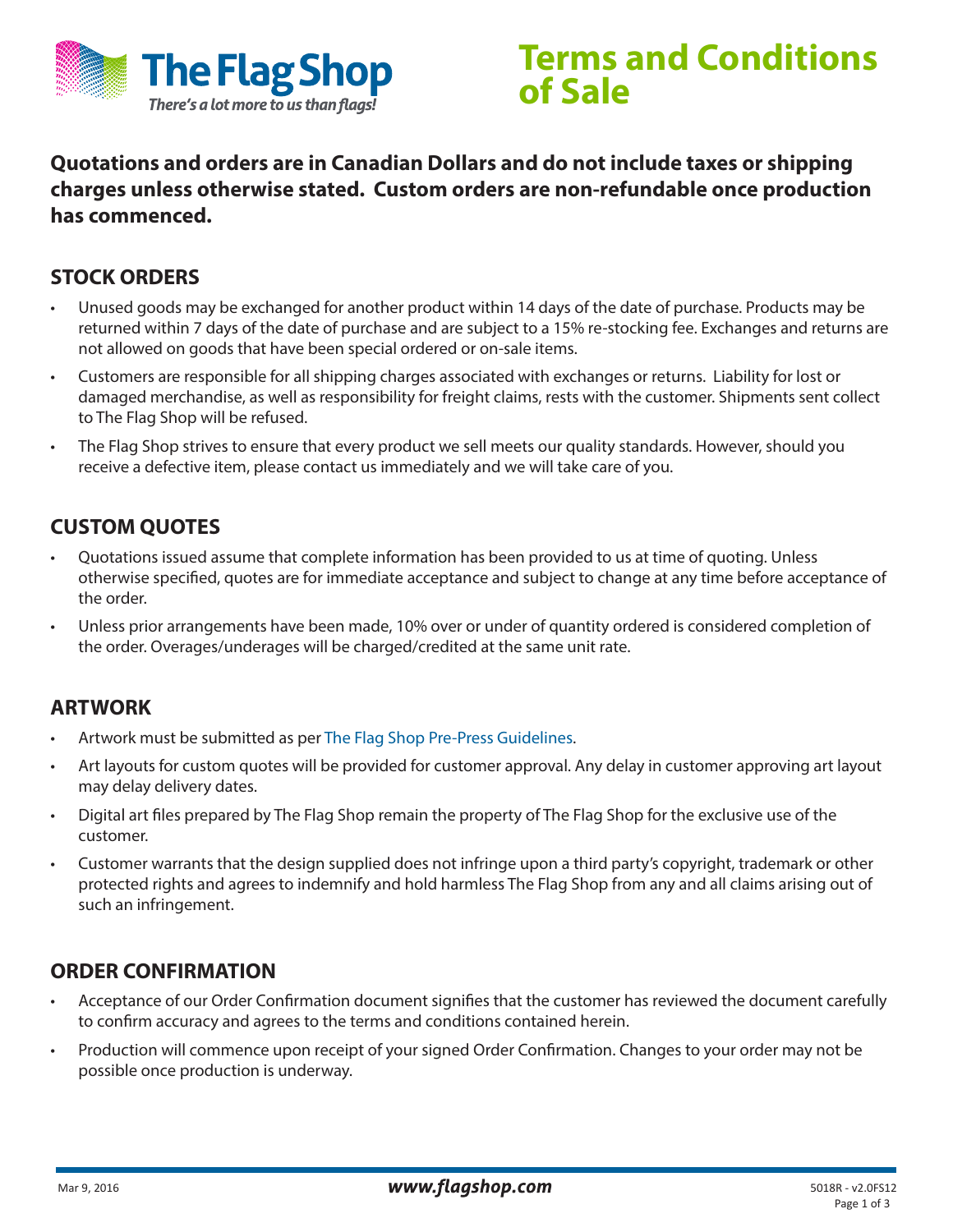# The Flag Shop

*There's a lot more to us than flags!*

# Terms and Conditions of Sale

**Quotations and orders are in Canadian Dollars and do not include taxes or shipping charges unless otherwise stated. Custom orders are non-refundable once production has commenced.**

## STOCK ORDERS

- Unused goods may be exchanged for another product within 14 days of the date of purchase. Products may be returned within 7 days of the date of purchase and are subject to a 15% re-stocking fee. Exchanges and returns are not allowed on goods that have been special ordered or on-sale items.
- Customers are responsible for all shipping charges associated with exchanges or returns. Liability for lost or damaged merchandise, as well as responsibility for freight claims, rests with the customer. Shipments sent collect to The Flag Shop will be refused.
- The Flag Shop strives to ensure that every product we sell meets our quality standards. However, should you receive a defective item, please contact us immediately and we will take care of you.

## CUSTOM QUOTES

- Quotations issued assume that complete information has been provided to us at time of quoting. Unless otherwise specified, quotes are for immediate acceptance and subject to change at any time before acceptance of the order.
- Unless prior arrangements have been made, 10% over or under of quantity ordered is considered completion of the order. Overages/underages will be charged/credited at the same unit rate.

## ARTWORK

- Artwork must be submitted as per The Flag Shop Pre-Press Guidelines.
- Art layouts for custom quotes will be provided for customer approval. Any delay in customer approving art layout may delay delivery dates.
- Digital art files prepared by The Flag Shop remain the property of The Flag Shop for the exclusive use of the customer.
- Customer warrants that the design supplied does not infringe upon a third party's copyright, trademark or other protected rights and agrees to indemnify and hold harmless The Flag Shop from any and all claims arising out of such an infringement.

## ORDER CONFIRMATION

- Acceptance of our Order Confirmation document signifies that the customer has reviewed the document carefully to confirm accuracy and agrees to the terms and conditions contained herein.
- Production will commence upon receipt of your signed Order Confirmation. Changes to your order may not be possible once production is underway.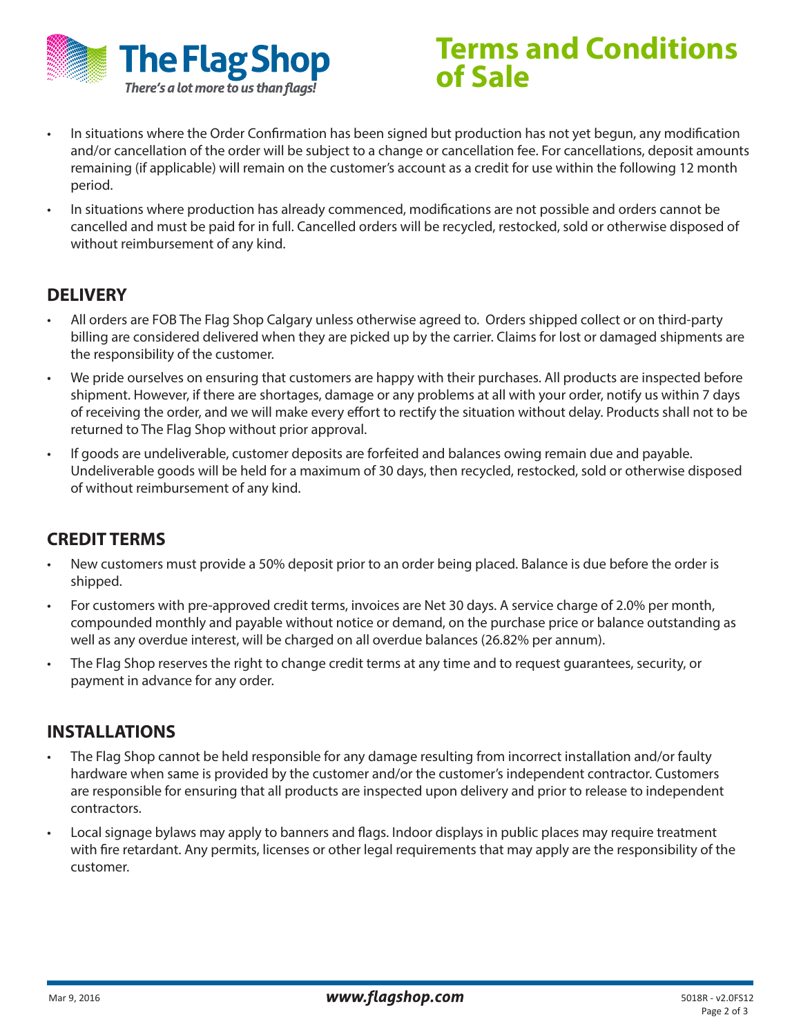# Terms and Conditions of Sale

- In situations where the Order Confirmation has been signed but production has not yet begun, any modification and/or cancellation of the order will be subject to a change or cancellation fee. For cancellations, deposit amounts remaining (if applicable) will remain on the customer's account as a credit for use within the following 12 month period.
- In situations where production has already commenced, modifications are not possible and orders cannot be cancelled and must be paid for in full. Cancelled orders will be recycled, restocked, sold or otherwise disposed of without reimbursement of any kind.

## DELIVERY

- All orders are FOB The Flag Shop Calgary unless otherwise agreed to. Orders shipped collect or on third-party billing are considered delivered when they are picked up by the carrier. Claims for lost or damaged shipments are the responsibility of the customer.
- We pride ourselves on ensuring that customers are happy with their purchases. All products are inspected before shipment. However, if there are shortages, damage or any problems at all with your order, notify us within 7 days of receiving the order, and we will make every effort to rectify the situation without delay. Products shall not to be returned to The Flag Shop without prior approval.
- If goods are undeliverable, customer deposits are forfeited and balances owing remain due and payable. Undeliverable goods will be held for a maximum of 30 days, then recycled, restocked, sold or otherwise disposed of without reimbursement of any kind.

## CREDIT TERMS

- New customers must provide a 50% deposit prior to an order being placed. Balance is due before the order is shipped.
- For customers with pre-approved credit terms, invoices are Net 30 days. A service charge of 2.0% per month, compounded monthly and payable without notice or demand, on the purchase price or balance outstanding as well as any overdue interest, will be charged on all overdue balances (26.82% per annum).
- The Flag Shop reserves the right to change credit terms at any time and to request guarantees, security, or payment in advance for any order.

## INSTALLATIONS

- The Flag Shop cannot be held responsible for any damage resulting from incorrect installation and/or faulty hardware when same is provided by the customer and/or the customer's independent contractor. Customers are responsible for ensuring that all products are inspected upon delivery and prior to release to independent contractors.
- Local signage bylaws may apply to banners and flags. Indoor displays in public places may require treatment with fire retardant. Any permits, licenses or other legal requirements that may apply are the responsibility of the customer.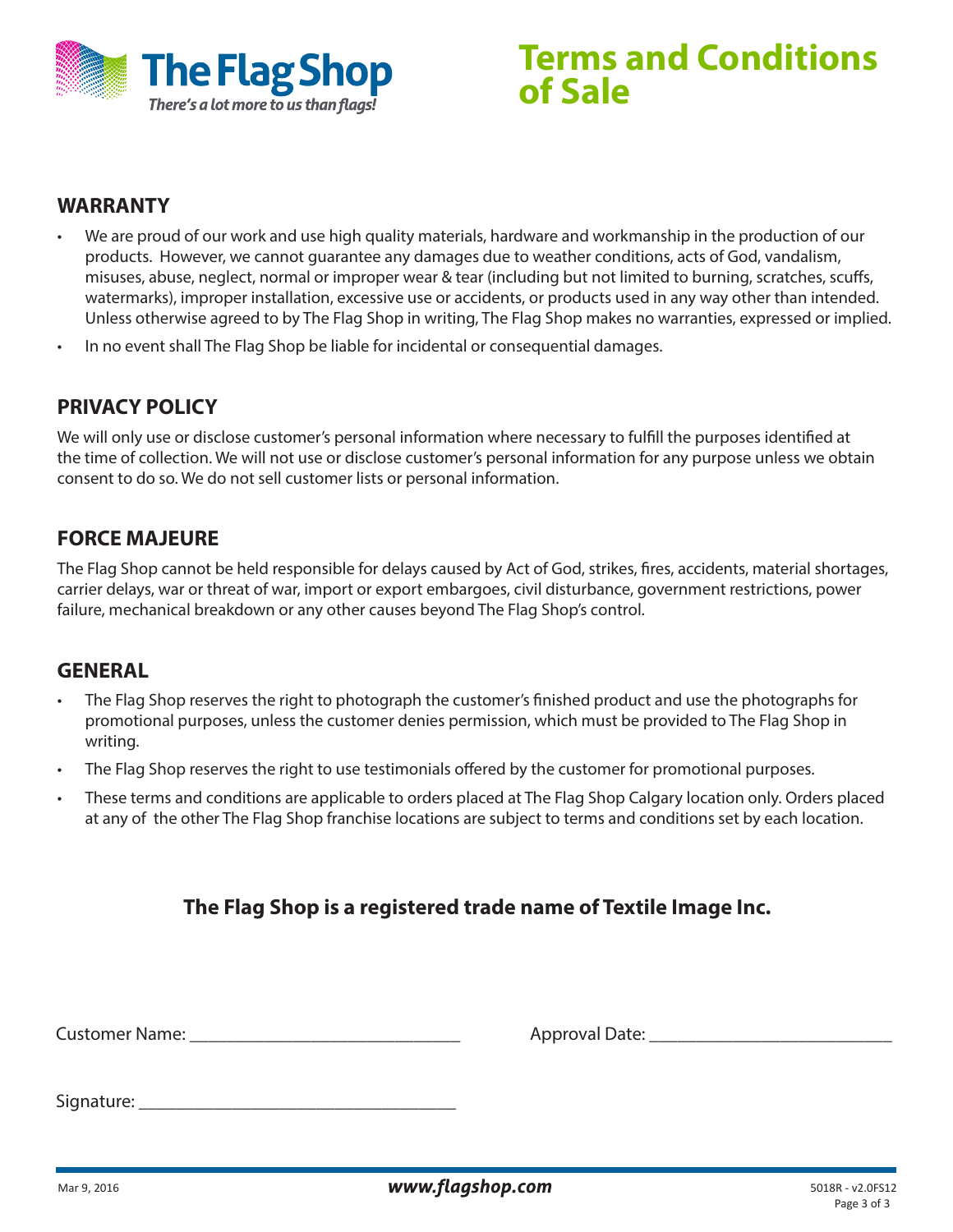**The Flag Shop**

*There's a lot more to us than flags!*

# Terms and Conditions of Sale

## WARRANTY

- We are proud of our work and use high quality materials, hardware and workmanship in the production of our products. However, we cannot guarantee any damages due to weather conditions, acts of God, vandalism, misuses, abuse, neglect, normal or improper wear & tear (including but not limited to burning, scratches, scuffs, watermarks), improper installation, excessive use or accidents, or products used in any way other than intended. Unless otherwise agreed to by The Flag Shop in writing, The Flag Shop makes no warranties, expressed or implied.
- In no event shall The Flag Shop be liable for incidental or consequential damages.

## PRIVACY POLICY

We will only use or disclose customer's personal information where necessary to fulfill the purposes identified at the time of collection. We will not use or disclose customer's personal information for any purpose unless we obtain consent to do so. We do not sell customer lists or personal information.

## FORCE MAJEURE

The Flag Shop cannot be held responsible for delays caused by Act of God, strikes, fires, accidents, material shortages, carrier delays, war or threat of war, import or export embargoes, civil disturbance, government restrictions, power failure, mechanical breakdown or any other causes beyond The Flag Shop's control.

## GENERAL

- The Flag Shop reserves the right to photograph the customer's finished product and use the photographs for promotional purposes, unless the customer denies permission, which must be provided to The Flag Shop in writing.
- The Flag Shop reserves the right to use testimonials offered by the customer for promotional purposes.
- These terms and conditions are applicable to orders placed at The Flag Shop Calgary location only. Orders placed at any of the other The Flag Shop franchise locations are subject to terms and conditions set by each location.

**The Flag Shop is a registered trade name of Textile Image Inc.**

Customer Name: ____________________________ Approval Date: ________________________

Signature: ________________________________

Mar 9, 2016 **www.flagshop.com** 5018R - v2.0FS12